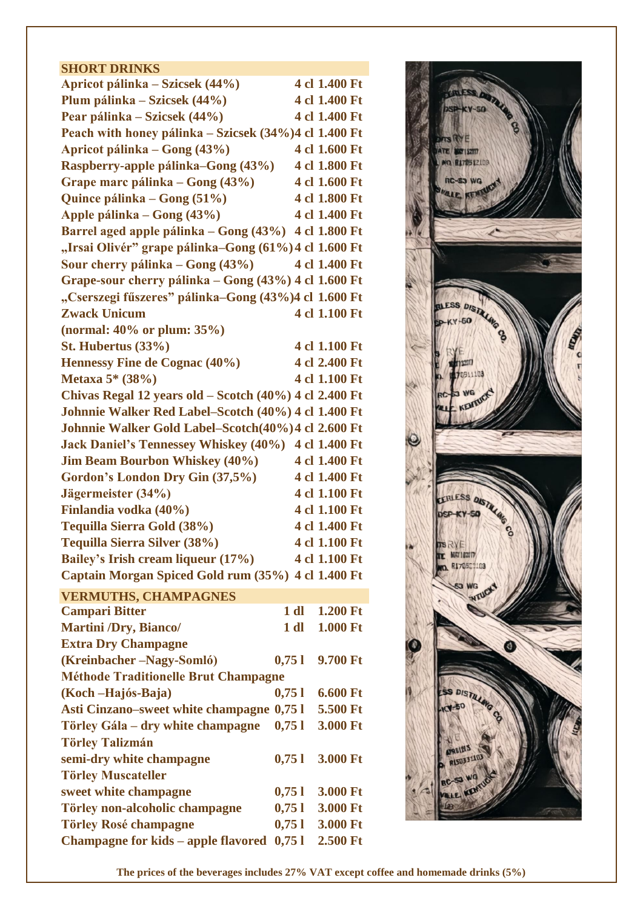## SHORT DRINKS

| Drink | Size | Price |
|---|---|---|
| Apricot pálinka – Szicsek (44%) | 4 cl | 1.400 Ft |
| Plum pálinka – Szicsek (44%) | 4 cl | 1.400 Ft |
| Pear pálinka – Szicsek (44%) | 4 cl | 1.400 Ft |
| Peach with honey pálinka – Szicsek (34%) | 4 cl | 1.400 Ft |
| Apricot pálinka – Gong (43%) | 4 cl | 1.600 Ft |
| Raspberry-apple pálinka–Gong (43%) | 4 cl | 1.800 Ft |
| Grape marc pálinka – Gong (43%) | 4 cl | 1.600 Ft |
| Quince pálinka – Gong (51%) | 4 cl | 1.800 Ft |
| Apple pálinka – Gong (43%) | 4 cl | 1.400 Ft |
| Barrel aged apple pálinka – Gong (43%) | 4 cl | 1.800 Ft |
| „Irsai Olivér" grape pálinka–Gong (61%) | 4 cl | 1.600 Ft |
| Sour cherry pálinka – Gong (43%) | 4 cl | 1.400 Ft |
| Grape-sour cherry pálinka – Gong (43%) | 4 cl | 1.600 Ft |
| „Cserszegi fűszeres" pálinka–Gong (43%) | 4 cl | 1.600 Ft |
| Zwack Unicum (normal: 40% or plum: 35%) | 4 cl | 1.100 Ft |
| St. Hubertus (33%) | 4 cl | 1.100 Ft |
| Hennessy Fine de Cognac (40%) | 4 cl | 2.400 Ft |
| Metaxa 5* (38%) | 4 cl | 1.100 Ft |
| Chivas Regal 12 years old – Scotch (40%) | 4 cl | 2.400 Ft |
| Johnnie Walker Red Label–Scotch (40%) | 4 cl | 1.400 Ft |
| Johnnie Walker Gold Label–Scotch(40%) | 4 cl | 2.600 Ft |
| Jack Daniel's Tennessey Whiskey (40%) | 4 cl | 1.400 Ft |
| Jim Beam Bourbon Whiskey (40%) | 4 cl | 1.400 Ft |
| Gordon's London Dry Gin (37,5%) | 4 cl | 1.400 Ft |
| Jägermeister (34%) | 4 cl | 1.100 Ft |
| Finlandia vodka (40%) | 4 cl | 1.100 Ft |
| Tequilla Sierra Gold (38%) | 4 cl | 1.400 Ft |
| Tequilla Sierra Silver (38%) | 4 cl | 1.100 Ft |
| Bailey's Irish cream liqueur (17%) | 4 cl | 1.100 Ft |
| Captain Morgan Spiced Gold rum (35%) | 4 cl | 1.400 Ft |

## VERMUTHS, CHAMPAGNES

| Drink | Size | Price |
|---|---|---|
| Campari Bitter | 1 dl | 1.200 Ft |
| Martini /Dry, Bianco/ | 1 dl | 1.000 Ft |
| Extra Dry Champagne (Kreinbacher –Nagy-Somló) | 0,75 l | 9.700 Ft |
| Méthode Traditionelle Brut Champagne (Koch –Hajós-Baja) | 0,75 l | 6.600 Ft |
| Asti Cinzano–sweet white champagne | 0,75 l | 5.500 Ft |
| Törley Gála – dry white champagne | 0,75 l | 3.000 Ft |
| Törley Talizmán semi-dry white champagne | 0,75 l | 3.000 Ft |
| Törley Muscateller sweet white champagne | 0,75 l | 3.000 Ft |
| Törley non-alcoholic champagne | 0,75 l | 3.000 Ft |
| Törley Rosé champagne | 0,75 l | 3.000 Ft |
| Champagne for kids – apple flavored | 0,75 l | 2.500 Ft |

**The prices of the beverages includes 27% VAT except coffee and homemade drinks (5%)**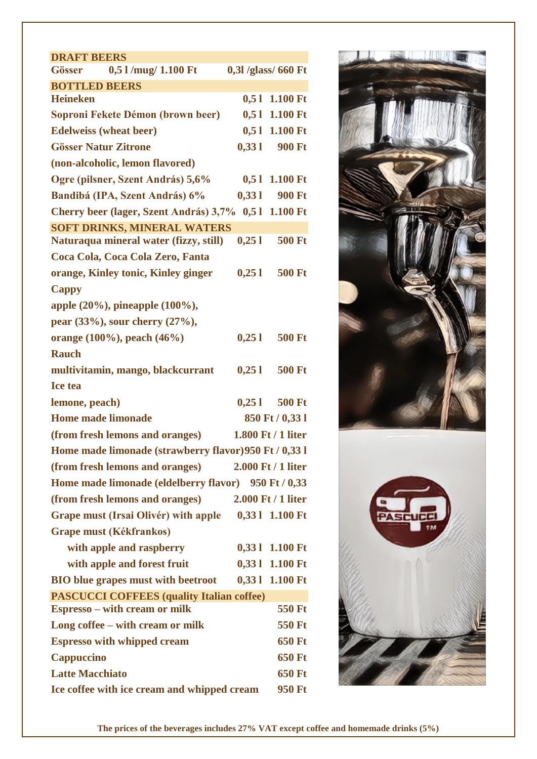## DRAFT BEERS

| | | |
|---|---|---|
| Gösser | 0,5 l /mug/ 1.100 Ft | 0,3l /glass/ 660 Ft |

## BOTTLED BEERS

| | | |
|---|---|---|
| Heineken | 0,5 l | 1.100 Ft |
| Soproni Fekete Démon (brown beer) | 0,5 l | 1.100 Ft |
| Edelweiss (wheat beer) | 0,5 l | 1.100 Ft |
| Gösser Natur Zitrone (non-alcoholic, lemon flavored) | 0,33 l | 900 Ft |
| Ogre (pilsner, Szent András) 5,6% | 0,5 l | 1.100 Ft |
| Bandibá (IPA, Szent András) 6% | 0,33 l | 900 Ft |
| Cherry beer (lager, Szent András) 3,7% | 0,5 l | 1.100 Ft |

## SOFT DRINKS, MINERAL WATERS

| | | |
|---|---|---|
| Naturaqua mineral water (fizzy, still) | 0,25 l | 500 Ft |
| Coca Cola, Coca Cola Zero, Fanta orange, Kinley tonic, Kinley ginger | 0,25 l | 500 Ft |
| Cappy apple (20%), pineapple (100%), pear (33%), sour cherry (27%), orange (100%), peach (46%) | 0,25 l | 500 Ft |
| Rauch multivitamin, mango, blackcurrant | 0,25 l | 500 Ft |
| Ice tea lemone, peach) | 0,25 l | 500 Ft |
| Home made limonade (from fresh lemons and oranges) | | 850 Ft / 0,33 l<br>1.800 Ft / 1 liter |
| Home made limonade (strawberry flavor) (from fresh lemons and oranges) | | 950 Ft / 0,33 l<br>2.000 Ft / 1 liter |
| Home made limonade (eldelberry flavor) (from fresh lemons and oranges) | | 950 Ft / 0,33<br>2.000 Ft / 1 liter |
| Grape must (Irsai Olivér) with apple | 0,33 l | 1.100 Ft |
| Grape must (Kékfrankos) with apple and raspberry | 0,33 l | 1.100 Ft |
| Grape must (Kékfrankos) with apple and forest fruit | 0,33 l | 1.100 Ft |
| BIO blue grapes must with beetroot | 0,33 l | 1.100 Ft |

## PASCUCCI COFFEES (quality Italian coffee)

| | |
|---|---|
| Espresso – with cream or milk | 550 Ft |
| Long coffee – with cream or milk | 550 Ft |
| Espresso with whipped cream | 650 Ft |
| Cappuccino | 650 Ft |
| Latte Macchiato | 650 Ft |
| Ice coffee with ice cream and whipped cream | 950 Ft |

**The prices of the beverages includes 27% VAT except coffee and homemade drinks (5%)**